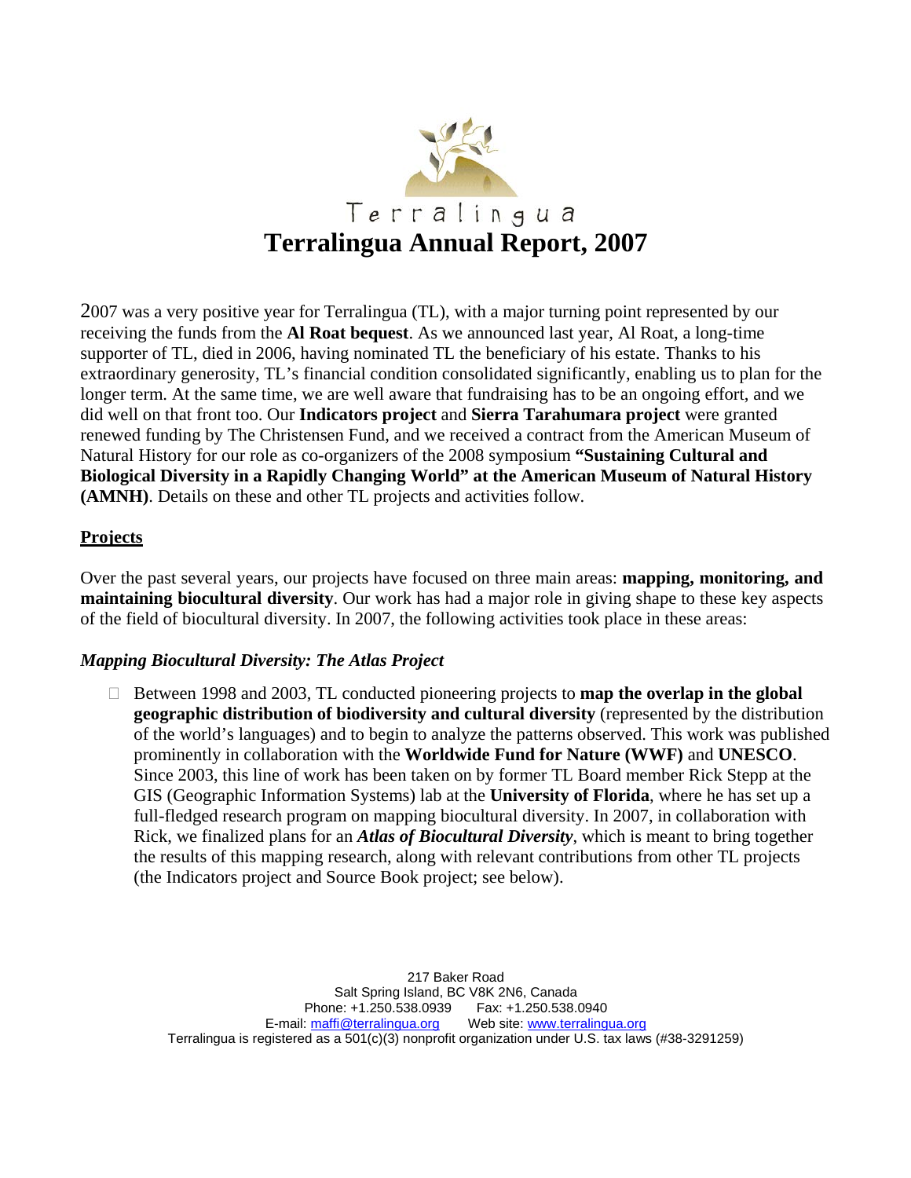Terralingua

# Terralingua Annual Report, 2007

2007 was a very positive year for Terralingua (TL), with a major turning point represented by our receiving the funds from the **Al Roat bequest**. As we announced last year, Al Roat, a long-time supporter of TL, died in 2006, having nominated TL the beneficiary of his estate. Thanks to his extraordinary generosity, TL's financial condition consolidated significantly, enabling us to plan for the longer term. At the same time, we are well aware that fundraising has to be an ongoing effort, and we did well on that front too. Our **Indicators project** and **Sierra Tarahumara project** were granted renewed funding by The Christensen Fund, and we received a contract from the American Museum of Natural History for our role as co-organizers of the 2008 symposium **"Sustaining Cultural and Biological Diversity in a Rapidly Changing World" at the American Museum of Natural History (AMNH)**. Details on these and other TL projects and activities follow.

## Projects

Over the past several years, our projects have focused on three main areas: **mapping, monitoring, and maintaining biocultural diversity**. Our work has had a major role in giving shape to these key aspects of the field of biocultural diversity. In 2007, the following activities took place in these areas:

### *Mapping Biocultural Diversity: The Atlas Project*

- Between 1998 and 2003, TL conducted pioneering projects to **map the overlap in the global geographic distribution of biodiversity and cultural diversity** (represented by the distribution of the world's languages) and to begin to analyze the patterns observed. This work was published prominently in collaboration with the **Worldwide Fund for Nature (WWF)** and **UNESCO**. Since 2003, this line of work has been taken on by former TL Board member Rick Stepp at the GIS (Geographic Information Systems) lab at the **University of Florida**, where he has set up a full-fledged research program on mapping biocultural diversity. In 2007, in collaboration with Rick, we finalized plans for an ***Atlas of Biocultural Diversity***, which is meant to bring together the results of this mapping research, along with relevant contributions from other TL projects (the Indicators project and Source Book project; see below).

217 Baker Road
Salt Spring Island, BC V8K 2N6, Canada
Phone: +1.250.538.0939 Fax: +1.250.538.0940
E-mail: maffi@terralingua.org Web site: www.terralingua.org
Terralingua is registered as a 501(c)(3) nonprofit organization under U.S. tax laws (#38-3291259)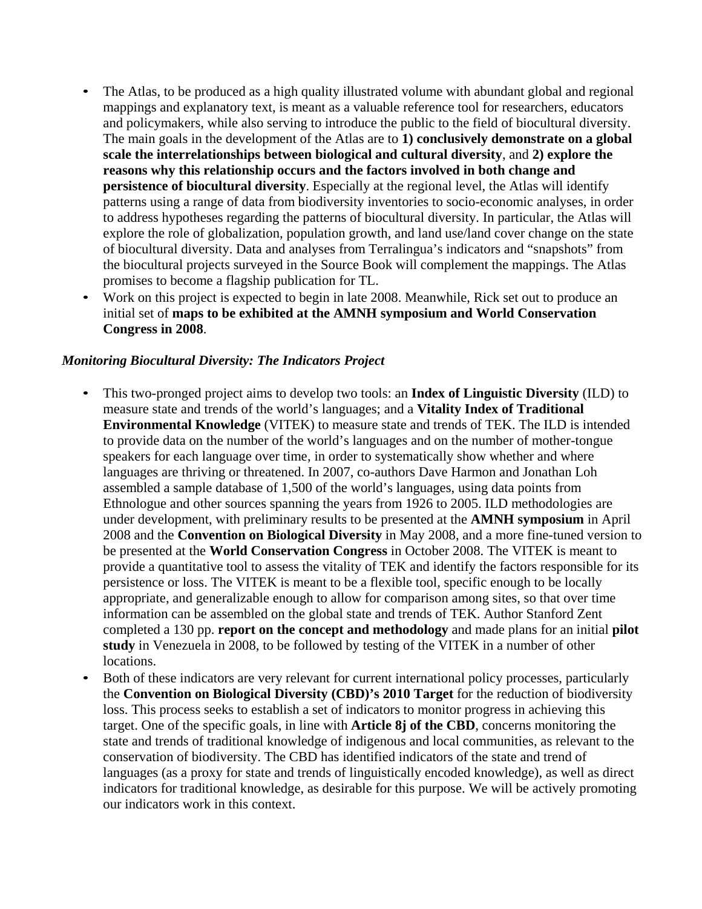- The Atlas, to be produced as a high quality illustrated volume with abundant global and regional mappings and explanatory text, is meant as a valuable reference tool for researchers, educators and policymakers, while also serving to introduce the public to the field of biocultural diversity. The main goals in the development of the Atlas are to **1) conclusively demonstrate on a global scale the interrelationships between biological and cultural diversity**, and **2) explore the reasons why this relationship occurs and the factors involved in both change and persistence of biocultural diversity**. Especially at the regional level, the Atlas will identify patterns using a range of data from biodiversity inventories to socio-economic analyses, in order to address hypotheses regarding the patterns of biocultural diversity. In particular, the Atlas will explore the role of globalization, population growth, and land use/land cover change on the state of biocultural diversity. Data and analyses from Terralingua's indicators and "snapshots" from the biocultural projects surveyed in the Source Book will complement the mappings. The Atlas promises to become a flagship publication for TL.
- Work on this project is expected to begin in late 2008. Meanwhile, Rick set out to produce an initial set of **maps to be exhibited at the AMNH symposium and World Conservation Congress in 2008**.

***Monitoring Biocultural Diversity: The Indicators Project***

- This two-pronged project aims to develop two tools: an **Index of Linguistic Diversity** (ILD) to measure state and trends of the world's languages; and a **Vitality Index of Traditional Environmental Knowledge** (VITEK) to measure state and trends of TEK. The ILD is intended to provide data on the number of the world's languages and on the number of mother-tongue speakers for each language over time, in order to systematically show whether and where languages are thriving or threatened. In 2007, co-authors Dave Harmon and Jonathan Loh assembled a sample database of 1,500 of the world's languages, using data points from Ethnologue and other sources spanning the years from 1926 to 2005. ILD methodologies are under development, with preliminary results to be presented at the **AMNH symposium** in April 2008 and the **Convention on Biological Diversity** in May 2008, and a more fine-tuned version to be presented at the **World Conservation Congress** in October 2008. The VITEK is meant to provide a quantitative tool to assess the vitality of TEK and identify the factors responsible for its persistence or loss. The VITEK is meant to be a flexible tool, specific enough to be locally appropriate, and generalizable enough to allow for comparison among sites, so that over time information can be assembled on the global state and trends of TEK. Author Stanford Zent completed a 130 pp. **report on the concept and methodology** and made plans for an initial **pilot study** in Venezuela in 2008, to be followed by testing of the VITEK in a number of other locations.
- Both of these indicators are very relevant for current international policy processes, particularly the **Convention on Biological Diversity (CBD)'s 2010 Target** for the reduction of biodiversity loss. This process seeks to establish a set of indicators to monitor progress in achieving this target. One of the specific goals, in line with **Article 8j of the CBD**, concerns monitoring the state and trends of traditional knowledge of indigenous and local communities, as relevant to the conservation of biodiversity. The CBD has identified indicators of the state and trend of languages (as a proxy for state and trends of linguistically encoded knowledge), as well as direct indicators for traditional knowledge, as desirable for this purpose. We will be actively promoting our indicators work in this context.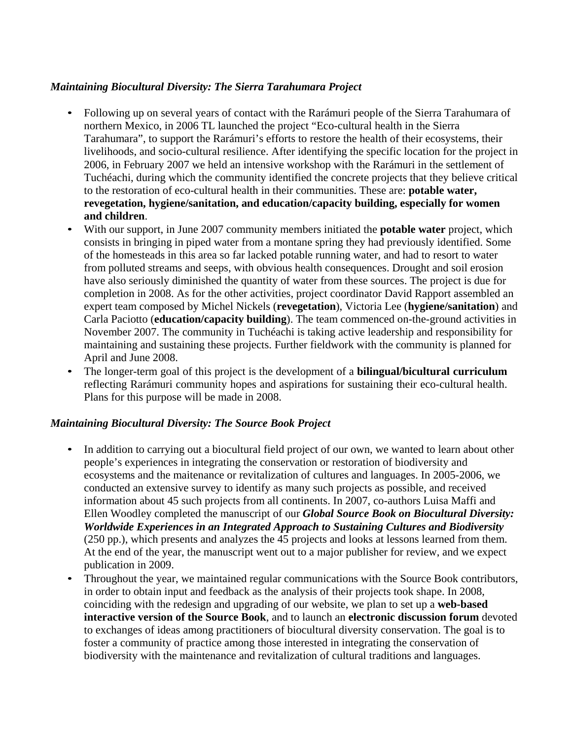***Maintaining Biocultural Diversity: The Sierra Tarahumara Project***

- Following up on several years of contact with the Rarámuri people of the Sierra Tarahumara of northern Mexico, in 2006 TL launched the project "Eco-cultural health in the Sierra Tarahumara", to support the Rarámuri's efforts to restore the health of their ecosystems, their livelihoods, and socio-cultural resilience. After identifying the specific location for the project in 2006, in February 2007 we held an intensive workshop with the Rarámuri in the settlement of Tuchéachi, during which the community identified the concrete projects that they believe critical to the restoration of eco-cultural health in their communities. These are: **potable water, revegetation, hygiene/sanitation, and education/capacity building, especially for women and children**.
- With our support, in June 2007 community members initiated the **potable water** project, which consists in bringing in piped water from a montane spring they had previously identified. Some of the homesteads in this area so far lacked potable running water, and had to resort to water from polluted streams and seeps, with obvious health consequences. Drought and soil erosion have also seriously diminished the quantity of water from these sources. The project is due for completion in 2008. As for the other activities, project coordinator David Rapport assembled an expert team composed by Michel Nickels (**revegetation**), Victoria Lee (**hygiene/sanitation**) and Carla Paciotto (**education/capacity building**). The team commenced on-the-ground activities in November 2007. The community in Tuchéachi is taking active leadership and responsibility for maintaining and sustaining these projects. Further fieldwork with the community is planned for April and June 2008.
- The longer-term goal of this project is the development of a **bilingual/bicultural curriculum** reflecting Rarámuri community hopes and aspirations for sustaining their eco-cultural health. Plans for this purpose will be made in 2008.

***Maintaining Biocultural Diversity: The Source Book Project***

- In addition to carrying out a biocultural field project of our own, we wanted to learn about other people's experiences in integrating the conservation or restoration of biodiversity and ecosystems and the maitenance or revitalization of cultures and languages. In 2005-2006, we conducted an extensive survey to identify as many such projects as possible, and received information about 45 such projects from all continents. In 2007, co-authors Luisa Maffi and Ellen Woodley completed the manuscript of our ***Global Source Book on Biocultural Diversity: Worldwide Experiences in an Integrated Approach to Sustaining Cultures and Biodiversity*** (250 pp.), which presents and analyzes the 45 projects and looks at lessons learned from them. At the end of the year, the manuscript went out to a major publisher for review, and we expect publication in 2009.
- Throughout the year, we maintained regular communications with the Source Book contributors, in order to obtain input and feedback as the analysis of their projects took shape. In 2008, coinciding with the redesign and upgrading of our website, we plan to set up a **web-based interactive version of the Source Book**, and to launch an **electronic discussion forum** devoted to exchanges of ideas among practitioners of biocultural diversity conservation. The goal is to foster a community of practice among those interested in integrating the conservation of biodiversity with the maintenance and revitalization of cultural traditions and languages.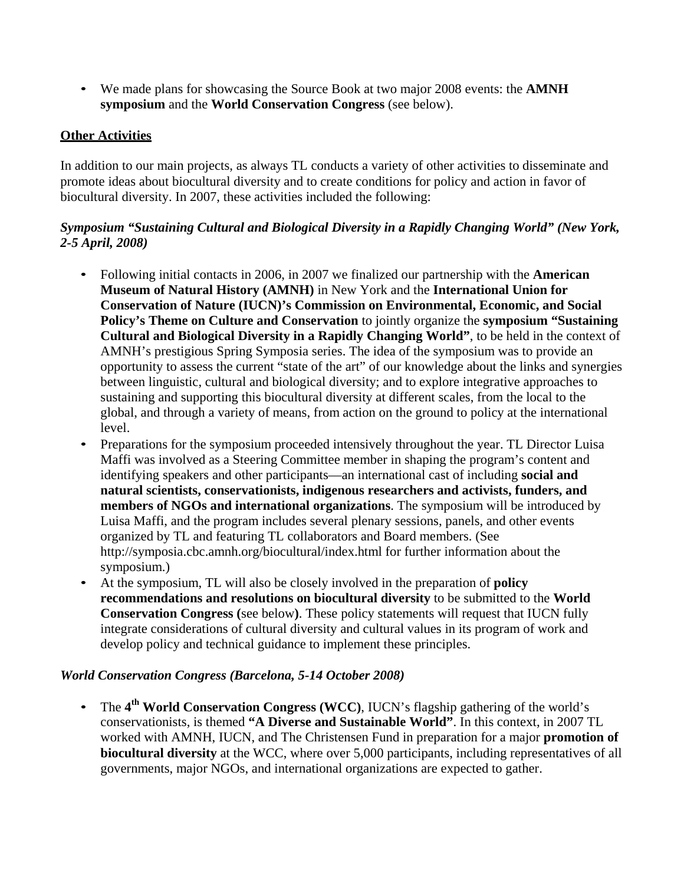- We made plans for showcasing the Source Book at two major 2008 events: the **AMNH symposium** and the **World Conservation Congress** (see below).

## Other Activities

In addition to our main projects, as always TL conducts a variety of other activities to disseminate and promote ideas about biocultural diversity and to create conditions for policy and action in favor of biocultural diversity. In 2007, these activities included the following:

### *Symposium "Sustaining Cultural and Biological Diversity in a Rapidly Changing World" (New York, 2-5 April, 2008)*

- Following initial contacts in 2006, in 2007 we finalized our partnership with the **American Museum of Natural History (AMNH)** in New York and the **International Union for Conservation of Nature (IUCN)'s Commission on Environmental, Economic, and Social Policy's Theme on Culture and Conservation** to jointly organize the **symposium "Sustaining Cultural and Biological Diversity in a Rapidly Changing World"**, to be held in the context of AMNH's prestigious Spring Symposia series. The idea of the symposium was to provide an opportunity to assess the current "state of the art" of our knowledge about the links and synergies between linguistic, cultural and biological diversity; and to explore integrative approaches to sustaining and supporting this biocultural diversity at different scales, from the local to the global, and through a variety of means, from action on the ground to policy at the international level.
- Preparations for the symposium proceeded intensively throughout the year. TL Director Luisa Maffi was involved as a Steering Committee member in shaping the program's content and identifying speakers and other participants—an international cast of including **social and natural scientists, conservationists, indigenous researchers and activists, funders, and members of NGOs and international organizations**. The symposium will be introduced by Luisa Maffi, and the program includes several plenary sessions, panels, and other events organized by TL and featuring TL collaborators and Board members. (See http://symposia.cbc.amnh.org/biocultural/index.html for further information about the symposium.)
- At the symposium, TL will also be closely involved in the preparation of **policy recommendations and resolutions on biocultural diversity** to be submitted to the **World Conservation Congress (**see below**)**. These policy statements will request that IUCN fully integrate considerations of cultural diversity and cultural values in its program of work and develop policy and technical guidance to implement these principles.

### *World Conservation Congress (Barcelona, 5-14 October 2008)*

- The **4th World Conservation Congress (WCC)**, IUCN's flagship gathering of the world's conservationists, is themed **"A Diverse and Sustainable World"**. In this context, in 2007 TL worked with AMNH, IUCN, and The Christensen Fund in preparation for a major **promotion of biocultural diversity** at the WCC, where over 5,000 participants, including representatives of all governments, major NGOs, and international organizations are expected to gather.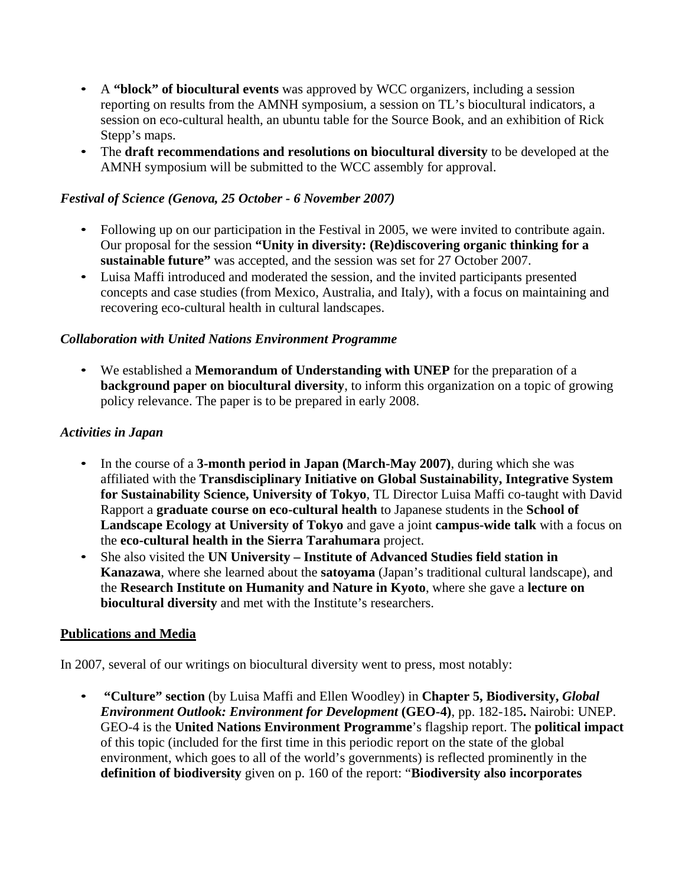- A **"block" of biocultural events** was approved by WCC organizers, including a session reporting on results from the AMNH symposium, a session on TL's biocultural indicators, a session on eco-cultural health, an ubuntu table for the Source Book, and an exhibition of Rick Stepp's maps.
- The **draft recommendations and resolutions on biocultural diversity** to be developed at the AMNH symposium will be submitted to the WCC assembly for approval.

***Festival of Science (Genova, 25 October - 6 November 2007)***

- Following up on our participation in the Festival in 2005, we were invited to contribute again. Our proposal for the session **"Unity in diversity: (Re)discovering organic thinking for a sustainable future"** was accepted, and the session was set for 27 October 2007.
- Luisa Maffi introduced and moderated the session, and the invited participants presented concepts and case studies (from Mexico, Australia, and Italy), with a focus on maintaining and recovering eco-cultural health in cultural landscapes.

***Collaboration with United Nations Environment Programme***

- We established a **Memorandum of Understanding with UNEP** for the preparation of a **background paper on biocultural diversity**, to inform this organization on a topic of growing policy relevance. The paper is to be prepared in early 2008.

***Activities in Japan***

- In the course of a **3-month period in Japan (March-May 2007)**, during which she was affiliated with the **Transdisciplinary Initiative on Global Sustainability, Integrative System for Sustainability Science, University of Tokyo**, TL Director Luisa Maffi co-taught with David Rapport a **graduate course on eco-cultural health** to Japanese students in the **School of Landscape Ecology at University of Tokyo** and gave a joint **campus-wide talk** with a focus on the **eco-cultural health in the Sierra Tarahumara** project.
- She also visited the **UN University – Institute of Advanced Studies field station in Kanazawa**, where she learned about the **satoyama** (Japan's traditional cultural landscape), and the **Research Institute on Humanity and Nature in Kyoto**, where she gave a **lecture on biocultural diversity** and met with the Institute's researchers.

**<u>Publications and Media</u>**

In 2007, several of our writings on biocultural diversity went to press, most notably:

- **"Culture" section** (by Luisa Maffi and Ellen Woodley) in **Chapter 5, Biodiversity, *Global Environment Outlook: Environment for Development*** **(GEO-4)**, pp. 182-185**.** Nairobi: UNEP. GEO-4 is the **United Nations Environment Programme**'s flagship report. The **political impact** of this topic (included for the first time in this periodic report on the state of the global environment, which goes to all of the world's governments) is reflected prominently in the **definition of biodiversity** given on p. 160 of the report: "**Biodiversity also incorporates**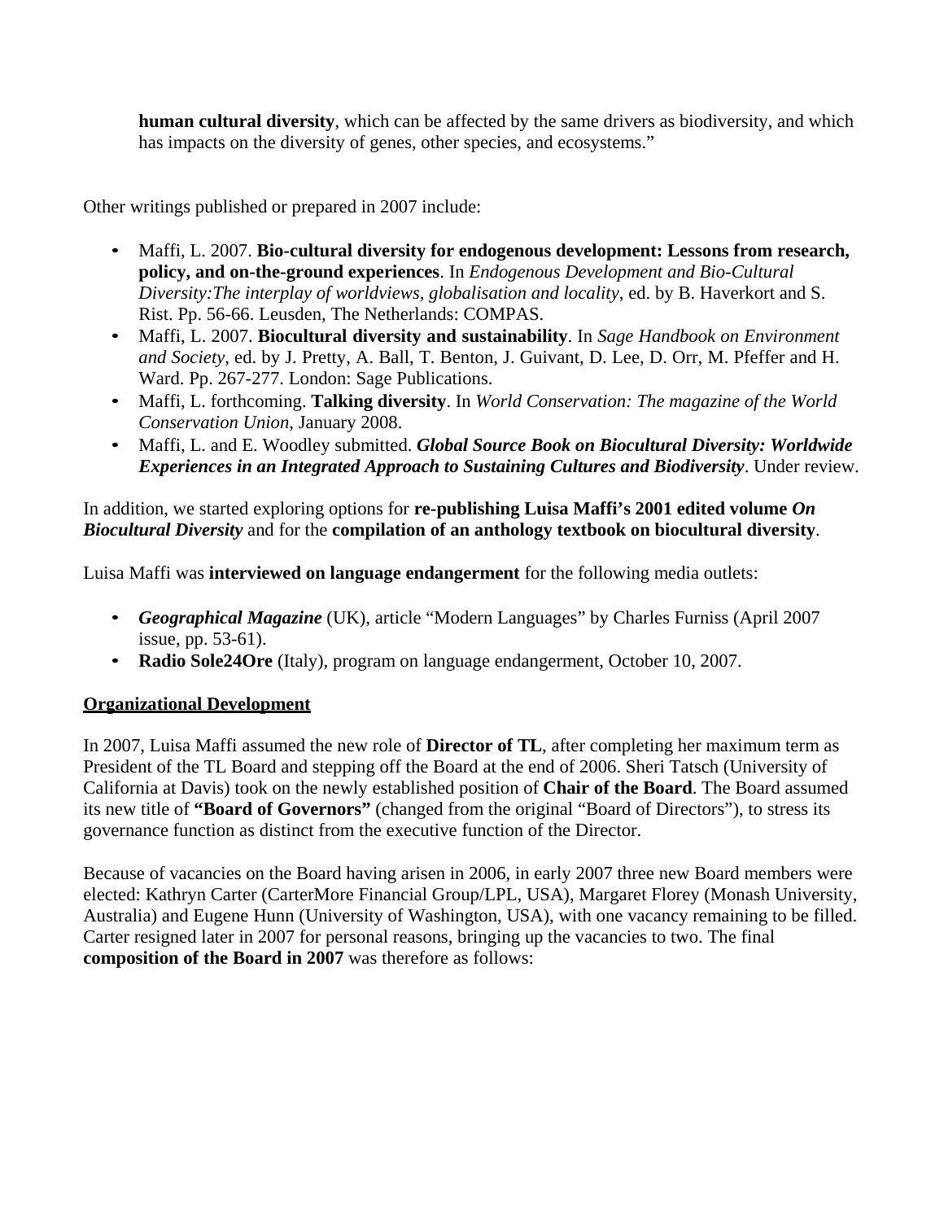**human cultural diversity**, which can be affected by the same drivers as biodiversity, and which has impacts on the diversity of genes, other species, and ecosystems."

Other writings published or prepared in 2007 include:

- Maffi, L. 2007. **Bio-cultural diversity for endogenous development: Lessons from research, policy, and on-the-ground experiences**. In *Endogenous Development and Bio-Cultural Diversity:The interplay of worldviews, globalisation and locality*, ed. by B. Haverkort and S. Rist. Pp. 56-66. Leusden, The Netherlands: COMPAS.
- Maffi, L. 2007. **Biocultural diversity and sustainability**. In *Sage Handbook on Environment and Society*, ed. by J. Pretty, A. Ball, T. Benton, J. Guivant, D. Lee, D. Orr, M. Pfeffer and H. Ward. Pp. 267-277. London: Sage Publications.
- Maffi, L. forthcoming. **Talking diversity**. In *World Conservation: The magazine of the World Conservation Union*, January 2008.
- Maffi, L. and E. Woodley submitted. ***Global Source Book on Biocultural Diversity: Worldwide Experiences in an Integrated Approach to Sustaining Cultures and Biodiversity***. Under review.

In addition, we started exploring options for **re-publishing Luisa Maffi's 2001 edited volume *On Biocultural Diversity*** and for the **compilation of an anthology textbook on biocultural diversity**.

Luisa Maffi was **interviewed on language endangerment** for the following media outlets:

- ***Geographical Magazine*** (UK), article "Modern Languages" by Charles Furniss (April 2007 issue, pp. 53-61).
- **Radio Sole24Ore** (Italy), program on language endangerment, October 10, 2007.

**Organizational Development**

In 2007, Luisa Maffi assumed the new role of **Director of TL**, after completing her maximum term as President of the TL Board and stepping off the Board at the end of 2006. Sheri Tatsch (University of California at Davis) took on the newly established position of **Chair of the Board**. The Board assumed its new title of **"Board of Governors"** (changed from the original "Board of Directors"), to stress its governance function as distinct from the executive function of the Director.

Because of vacancies on the Board having arisen in 2006, in early 2007 three new Board members were elected: Kathryn Carter (CarterMore Financial Group/LPL, USA), Margaret Florey (Monash University, Australia) and Eugene Hunn (University of Washington, USA), with one vacancy remaining to be filled. Carter resigned later in 2007 for personal reasons, bringing up the vacancies to two. The final **composition of the Board in 2007** was therefore as follows: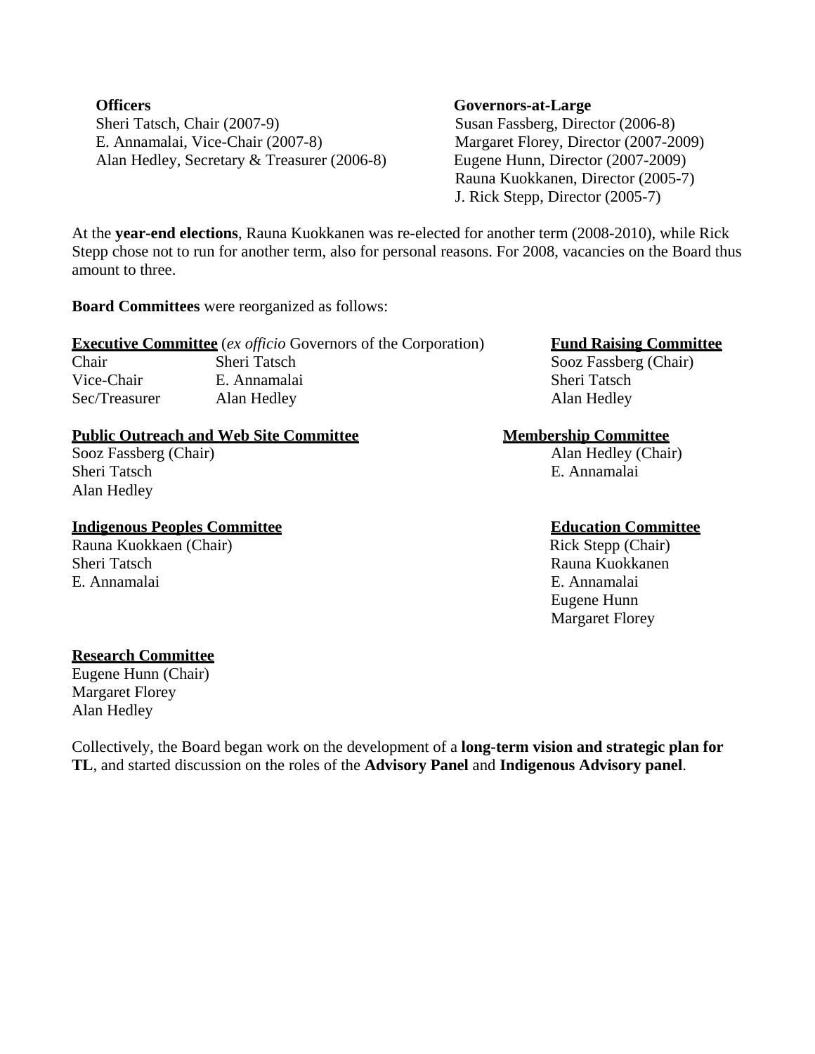**Officers**

Sheri Tatsch, Chair (2007-9)
E. Annamalai, Vice-Chair (2007-8)
Alan Hedley, Secretary & Treasurer (2006-8)

**Governors-at-Large**

Susan Fassberg, Director (2006-8)
Margaret Florey, Director (2007-2009)
Eugene Hunn, Director (2007-2009)
Rauna Kuokkanen, Director (2005-7)
J. Rick Stepp, Director (2005-7)

At the **year-end elections**, Rauna Kuokkanen was re-elected for another term (2008-2010), while Rick Stepp chose not to run for another term, also for personal reasons. For 2008, vacancies on the Board thus amount to three.

**Board Committees** were reorganized as follows:

**Executive Committee** (*ex officio* Governors of the Corporation)

| | |
|---|---|
| Chair | Sheri Tatsch |
| Vice-Chair | E. Annamalai |
| Sec/Treasurer | Alan Hedley |

**Fund Raising Committee**

Sooz Fassberg (Chair)
Sheri Tatsch
Alan Hedley

**Public Outreach and Web Site Committee**

Sooz Fassberg (Chair)
Sheri Tatsch
Alan Hedley

**Membership Committee**

Alan Hedley (Chair)
E. Annamalai

**Indigenous Peoples Committee**

Rauna Kuokkaen (Chair)
Sheri Tatsch
E. Annamalai

**Education Committee**

Rick Stepp (Chair)
Rauna Kuokkanen
E. Annamalai
Eugene Hunn
Margaret Florey

**Research Committee**

Eugene Hunn (Chair)
Margaret Florey
Alan Hedley

Collectively, the Board began work on the development of a **long-term vision and strategic plan for TL**, and started discussion on the roles of the **Advisory Panel** and **Indigenous Advisory panel**.